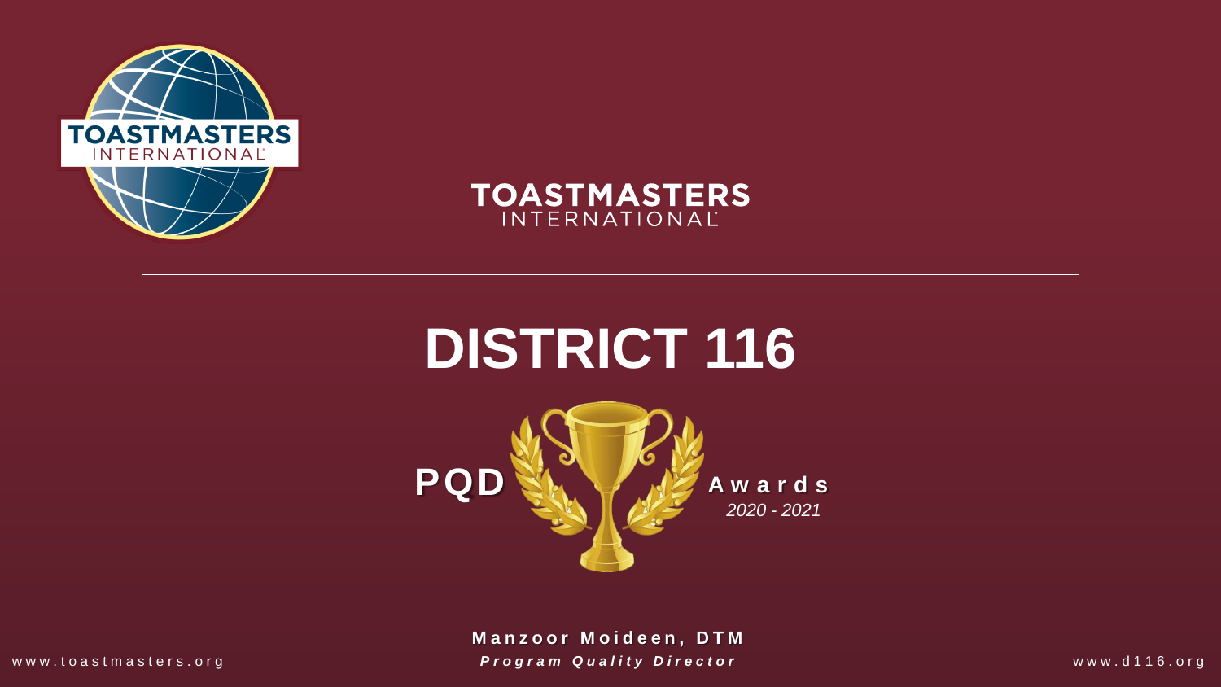TOASTMASTERS INTERNATIONAL

# DISTRICT 116

**PQD** **Awards**

*2020 - 2021*

**Manzoor Moideen, DTM**

***Program Quality Director***

www.toastmasters.org

www.d116.org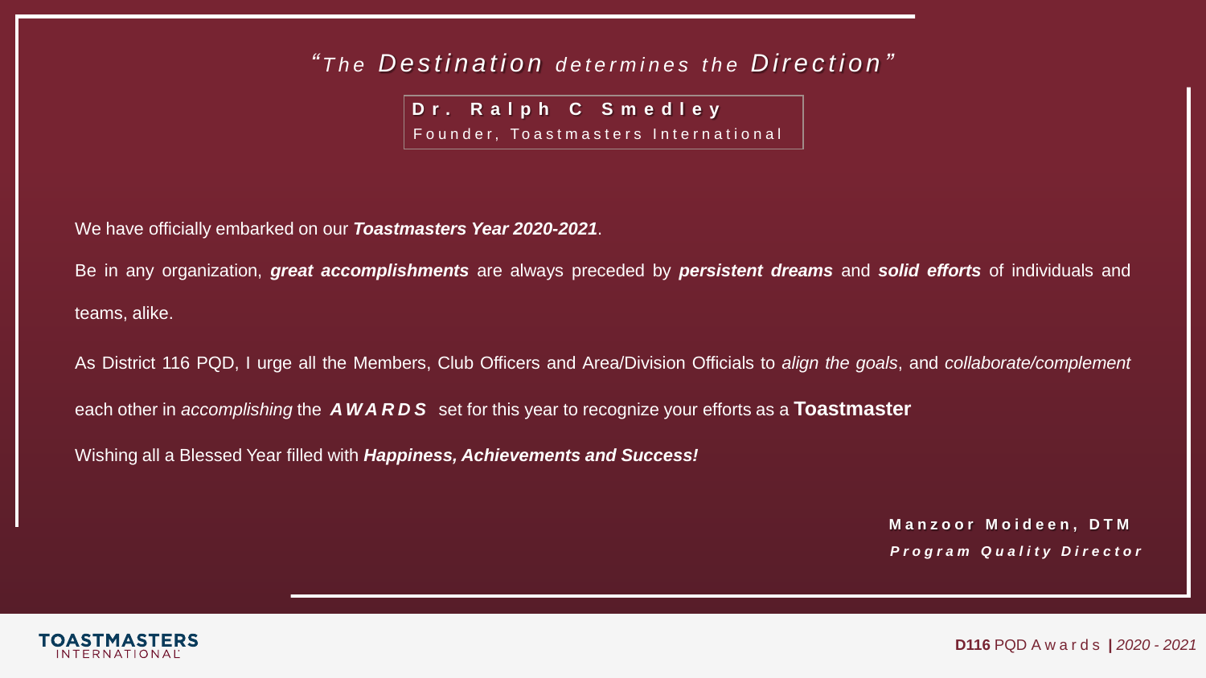*"The **Destination** determines the **Direction**"*

**Dr. Ralph C Smedley**
Founder, Toastmasters International

We have officially embarked on our ***Toastmasters Year 2020-2021***.

Be in any organization, ***great accomplishments*** are always preceded by ***persistent dreams*** and ***solid efforts*** of individuals and teams, alike.

As District 116 PQD, I urge all the Members, Club Officers and Area/Division Officials to *align the goals*, and *collaborate/complement* each other in *accomplishing* the ***AWARDS*** set for this year to recognize your efforts as a **Toastmaster**

Wishing all a Blessed Year filled with ***Happiness, Achievements and Success!***

**Manzoor Moideen, DTM**
***Program Quality Director***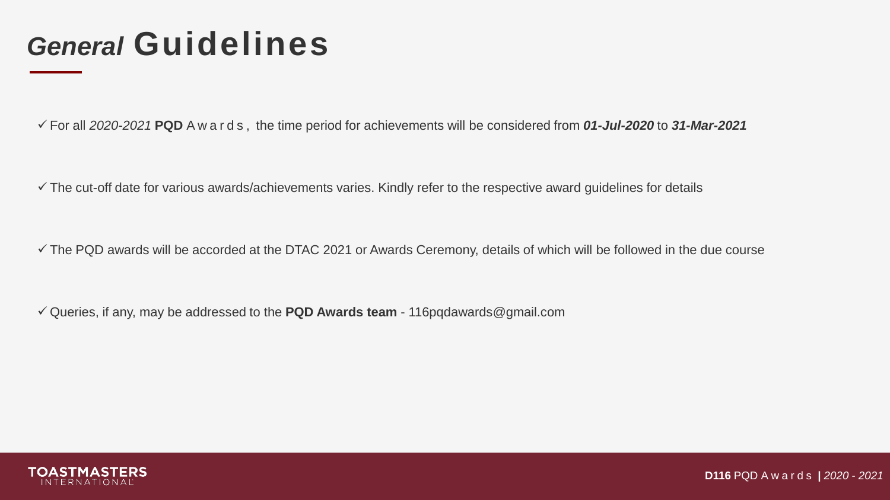# *General* Guidelines

- ✓ For all *2020-2021* **PQD** Awards, the time period for achievements will be considered from ***01-Jul-2020*** to ***31-Mar-2021***
- ✓ The cut-off date for various awards/achievements varies. Kindly refer to the respective award guidelines for details
- ✓ The PQD awards will be accorded at the DTAC 2021 or Awards Ceremony, details of which will be followed in the due course
- ✓ Queries, if any, may be addressed to the **PQD Awards team** - 116pqdawards@gmail.com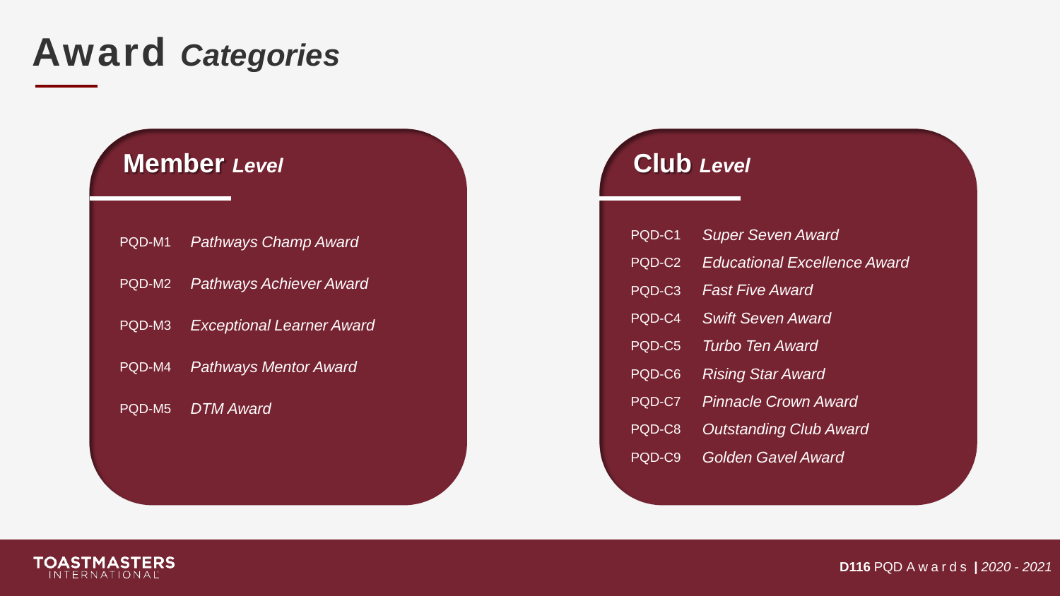# Award *Categories*

## Member *Level*

| | |
|---|---|
| PQD-M1 | *Pathways Champ Award* |
| PQD-M2 | *Pathways Achiever Award* |
| PQD-M3 | *Exceptional Learner Award* |
| PQD-M4 | *Pathways Mentor Award* |
| PQD-M5 | *DTM Award* |

## Club *Level*

| | |
|---|---|
| PQD-C1 | *Super Seven Award* |
| PQD-C2 | *Educational Excellence Award* |
| PQD-C3 | *Fast Five Award* |
| PQD-C4 | *Swift Seven Award* |
| PQD-C5 | *Turbo Ten Award* |
| PQD-C6 | *Rising Star Award* |
| PQD-C7 | *Pinnacle Crown Award* |
| PQD-C8 | *Outstanding Club Award* |
| PQD-C9 | *Golden Gavel Award* |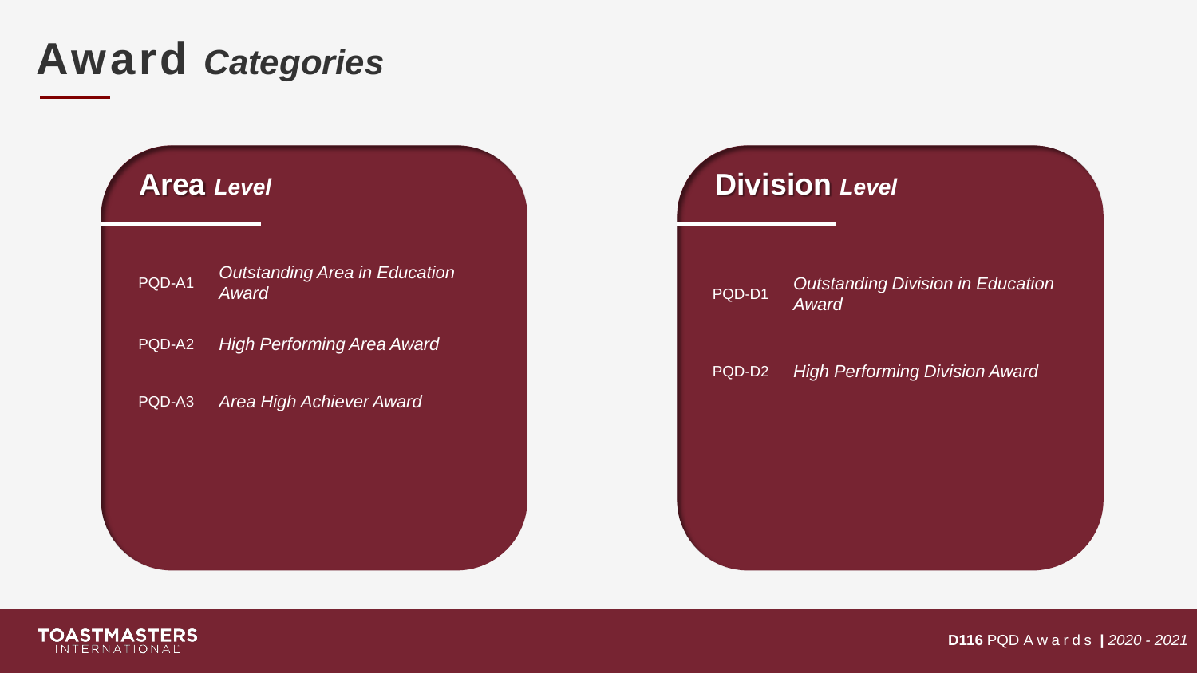# Award *Categories*

## Area *Level*

| | |
|---|---|
| PQD-A1 | *Outstanding Area in Education Award* |
| PQD-A2 | *High Performing Area Award* |
| PQD-A3 | *Area High Achiever Award* |

## Division *Level*

| | |
|---|---|
| PQD-D1 | *Outstanding Division in Education Award* |
| PQD-D2 | *High Performing Division Award* |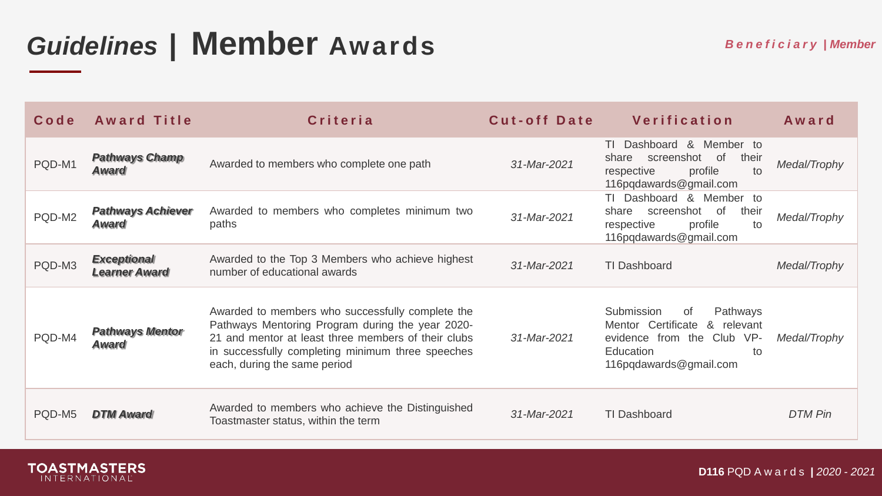# *Guidelines* | Member Awards

***Beneficiary* | *Member***

| Code | Award Title | Criteria | Cut-off Date | Verification | Award |
|---|---|---|---|---|---|
| PQD-M1 | ***Pathways Champ Award*** | Awarded to members who complete one path | *31-Mar-2021* | TI Dashboard & Member to share screenshot of their respective profile to 116pqdawards@gmail.com | *Medal/Trophy* |
| PQD-M2 | ***Pathways Achiever Award*** | Awarded to members who completes minimum two paths | *31-Mar-2021* | TI Dashboard & Member to share screenshot of their respective profile to 116pqdawards@gmail.com | *Medal/Trophy* |
| PQD-M3 | ***Exceptional Learner Award*** | Awarded to the Top 3 Members who achieve highest number of educational awards | *31-Mar-2021* | TI Dashboard | *Medal/Trophy* |
| PQD-M4 | ***Pathways Mentor Award*** | Awarded to members who successfully complete the Pathways Mentoring Program during the year 2020-21 and mentor at least three members of their clubs in successfully completing minimum three speeches each, during the same period | *31-Mar-2021* | Submission of Pathways Mentor Certificate & relevant evidence from the Club VP-Education to 116pqdawards@gmail.com | *Medal/Trophy* |
| PQD-M5 | ***DTM Award*** | Awarded to members who achieve the Distinguished Toastmaster status, within the term | *31-Mar-2021* | TI Dashboard | *DTM Pin* |

**D116** PQD Awards | *2020 - 2021*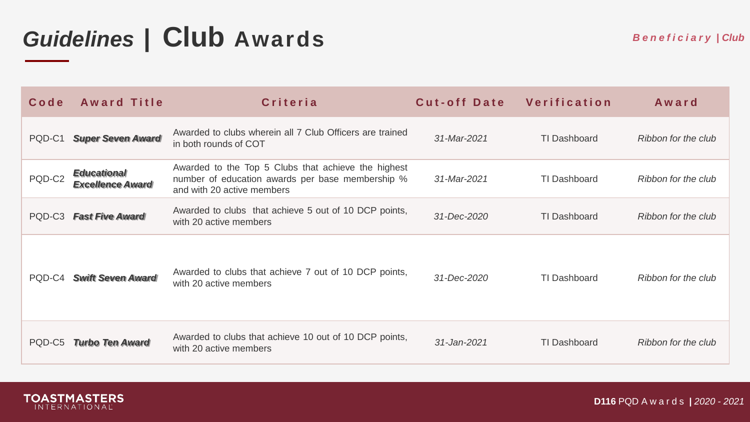# *Guidelines* | Club Awards

***Beneficiary | Club***

| Code | Award Title | Criteria | Cut-off Date | Verification | Award |
|---|---|---|---|---|---|
| PQD-C1 | ***Super Seven Award*** | Awarded to clubs wherein all 7 Club Officers are trained in both rounds of COT | *31-Mar-2021* | TI Dashboard | *Ribbon for the club* |
| PQD-C2 | ***Educational Excellence Award*** | Awarded to the Top 5 Clubs that achieve the highest number of education awards per base membership % and with 20 active members | *31-Mar-2021* | TI Dashboard | *Ribbon for the club* |
| PQD-C3 | ***Fast Five Award*** | Awarded to clubs that achieve 5 out of 10 DCP points, with 20 active members | *31-Dec-2020* | TI Dashboard | *Ribbon for the club* |
| PQD-C4 | ***Swift Seven Award*** | Awarded to clubs that achieve 7 out of 10 DCP points, with 20 active members | *31-Dec-2020* | TI Dashboard | *Ribbon for the club* |
| PQD-C5 | ***Turbo Ten Award*** | Awarded to clubs that achieve 10 out of 10 DCP points, with 20 active members | *31-Jan-2021* | TI Dashboard | *Ribbon for the club* |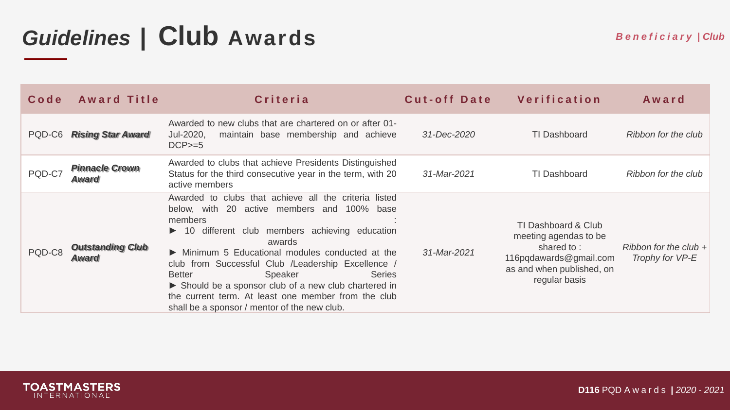# *Guidelines* | Club Awards

***Beneficiary | Club***

| Code | Award Title | Criteria | Cut-off Date | Verification | Award |
|---|---|---|---|---|---|
| PQD-C6 | ***Rising Star Award*** | Awarded to new clubs that are chartered on or after 01-Jul-2020, maintain base membership and achieve DCP>=5 | *31-Dec-2020* | TI Dashboard | *Ribbon for the club* |
| PQD-C7 | ***Pinnacle Crown Award*** | Awarded to clubs that achieve Presidents Distinguished Status for the third consecutive year in the term, with 20 active members | *31-Mar-2021* | TI Dashboard | *Ribbon for the club* |
| PQD-C8 | ***Outstanding Club Award*** | Awarded to clubs that achieve all the criteria listed below, with 20 active members and 100% base members :<br>► 10 different club members achieving education awards<br>► Minimum 5 Educational modules conducted at the club from Successful Club /Leadership Excellence / Better Speaker Series<br>► Should be a sponsor club of a new club chartered in the current term. At least one member from the club shall be a sponsor / mentor of the new club. | *31-Mar-2021* | TI Dashboard & Club meeting agendas to be shared to : 116pqdawards@gmail.com as and when published, on regular basis | *Ribbon for the club + Trophy for VP-E* |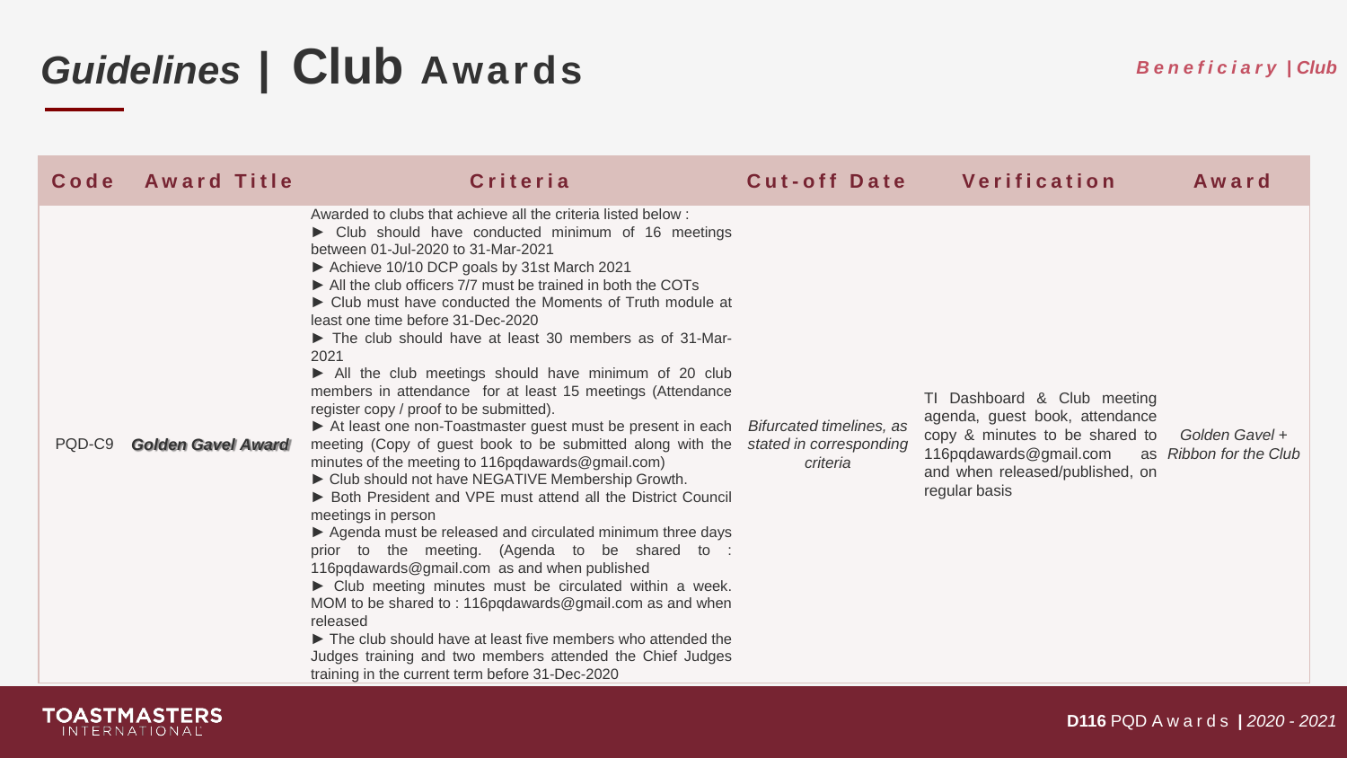# *Guidelines* | Club Awards

*Beneficiary | Club*

| Code | Award Title | Criteria | Cut-off Date | Verification | Award |
|---|---|---|---|---|---|
| PQD-C9 | ***Golden Gavel Award*** | Awarded to clubs that achieve all the criteria listed below :<br>► Club should have conducted minimum of 16 meetings between 01-Jul-2020 to 31-Mar-2021<br>► Achieve 10/10 DCP goals by 31st March 2021<br>► All the club officers 7/7 must be trained in both the COTs<br>► Club must have conducted the Moments of Truth module at least one time before 31-Dec-2020<br>► The club should have at least 30 members as of 31-Mar-2021<br>► All the club meetings should have minimum of 20 club members in attendance for at least 15 meetings (Attendance register copy / proof to be submitted).<br>► At least one non-Toastmaster guest must be present in each meeting (Copy of guest book to be submitted along with the minutes of the meeting to 116pqdawards@gmail.com)<br>► Club should not have NEGATIVE Membership Growth.<br>► Both President and VPE must attend all the District Council meetings in person<br>► Agenda must be released and circulated minimum three days prior to the meeting. (Agenda to be shared to : 116pqdawards@gmail.com as and when published<br>► Club meeting minutes must be circulated within a week. MOM to be shared to : 116pqdawards@gmail.com as and when released<br>► The club should have at least five members who attended the Judges training and two members attended the Chief Judges training in the current term before 31-Dec-2020 | *Bifurcated timelines, as stated in corresponding criteria* | TI Dashboard & Club meeting agenda, guest book, attendance copy & minutes to be shared to 116pqdawards@gmail.com as and when released/published, on regular basis | *Golden Gavel + Ribbon for the Club* |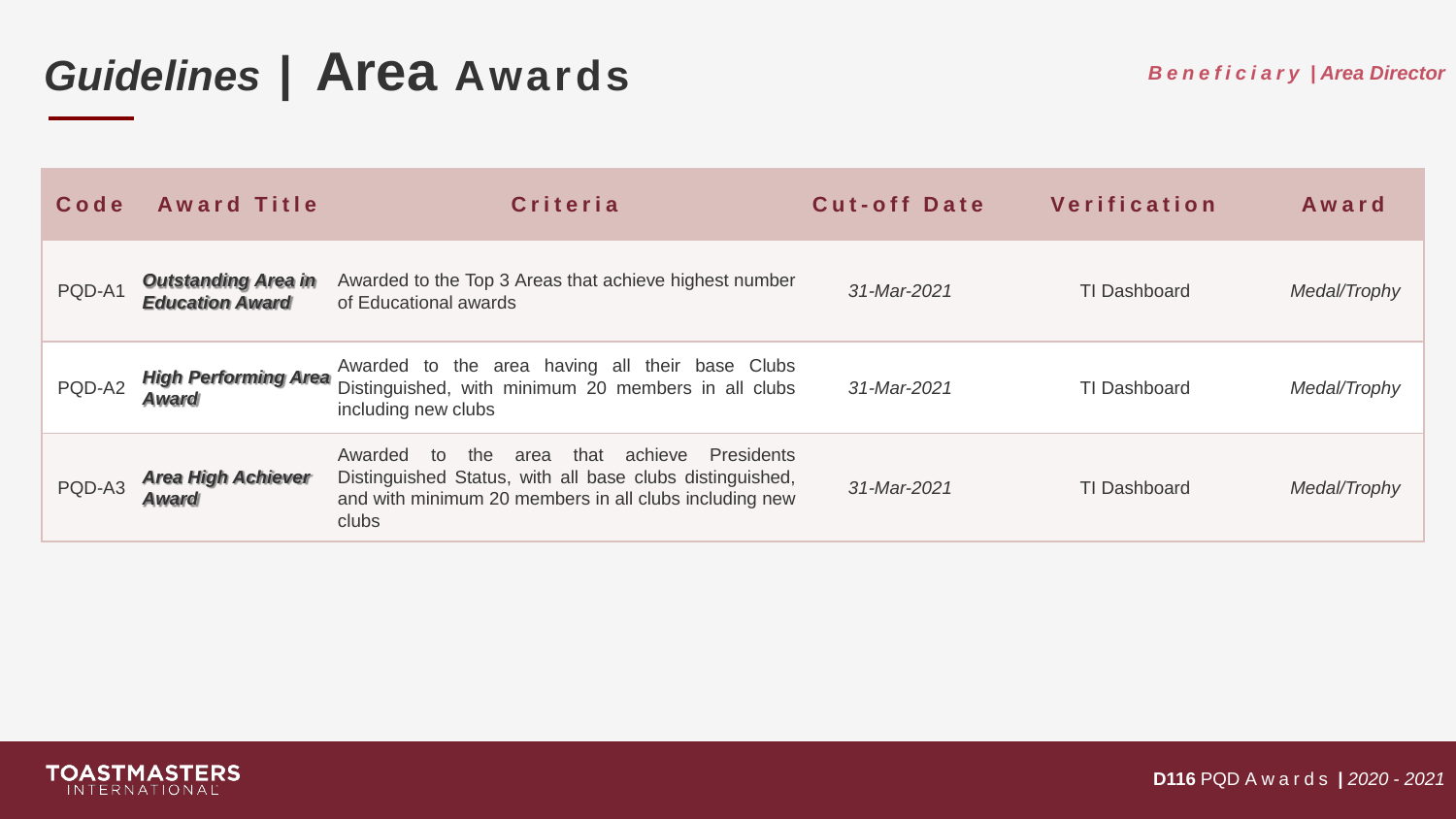# *Guidelines* | Area Awards

***Beneficiary | Area Director***

| Code | Award Title | Criteria | Cut-off Date | Verification | Award |
|---|---|---|---|---|---|
| PQD-A1 | ***Outstanding Area in Education Award*** | Awarded to the Top 3 Areas that achieve highest number of Educational awards | *31-Mar-2021* | TI Dashboard | *Medal/Trophy* |
| PQD-A2 | ***High Performing Area Award*** | Awarded to the area having all their base Clubs Distinguished, with minimum 20 members in all clubs including new clubs | *31-Mar-2021* | TI Dashboard | *Medal/Trophy* |
| PQD-A3 | ***Area High Achiever Award*** | Awarded to the area that achieve Presidents Distinguished Status, with all base clubs distinguished, and with minimum 20 members in all clubs including new clubs | *31-Mar-2021* | TI Dashboard | *Medal/Trophy* |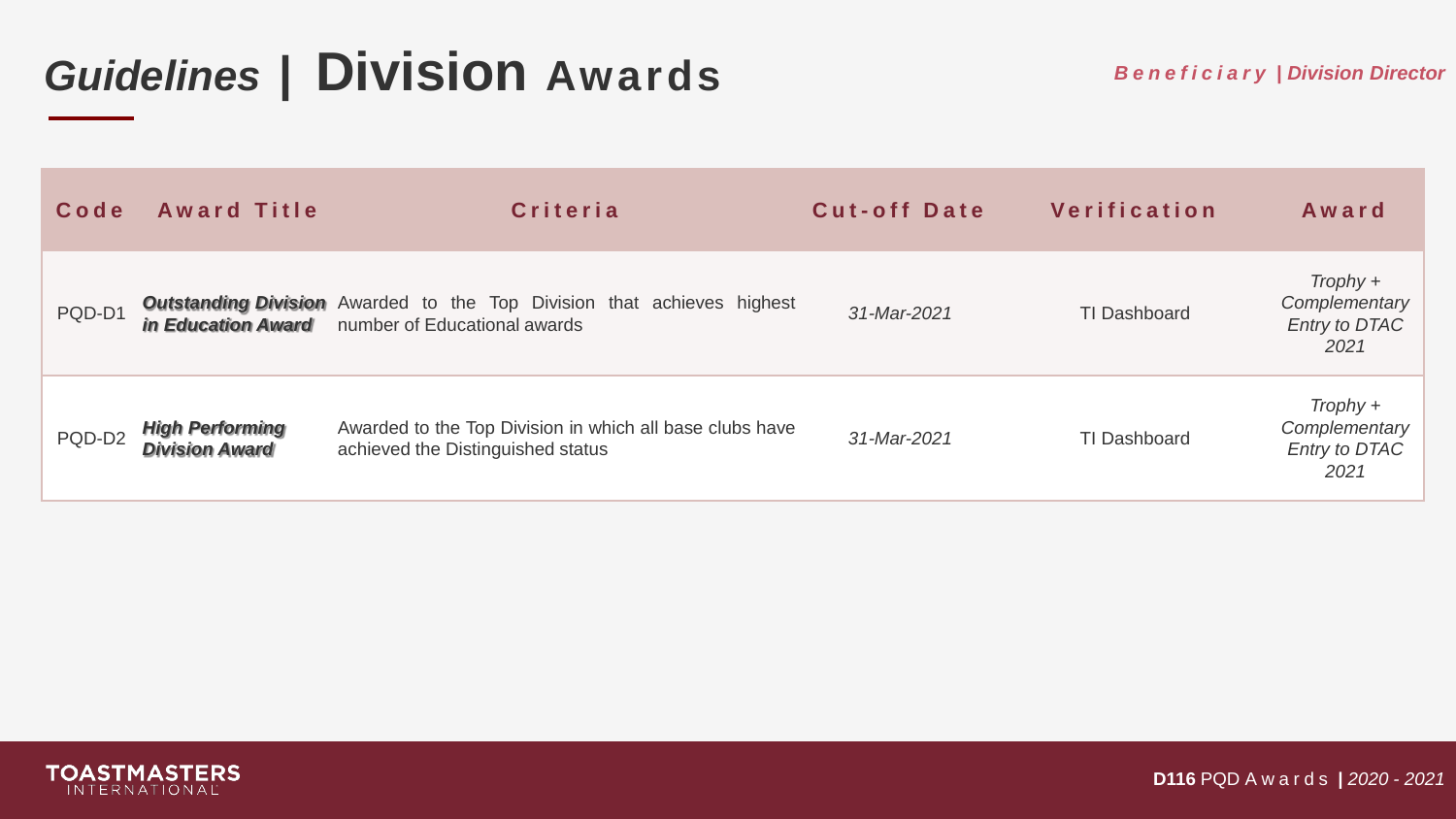# *Guidelines* | Division Awards

*Beneficiary | Division Director*

| Code | Award Title | Criteria | Cut-off Date | Verification | Award |
| --- | --- | --- | --- | --- | --- |
| PQD-D1 | ***Outstanding Division in Education Award*** | Awarded to the Top Division that achieves highest number of Educational awards | *31-Mar-2021* | TI Dashboard | *Trophy + Complementary Entry to DTAC 2021* |
| PQD-D2 | ***High Performing Division Award*** | Awarded to the Top Division in which all base clubs have achieved the Distinguished status | *31-Mar-2021* | TI Dashboard | *Trophy + Complementary Entry to DTAC 2021* |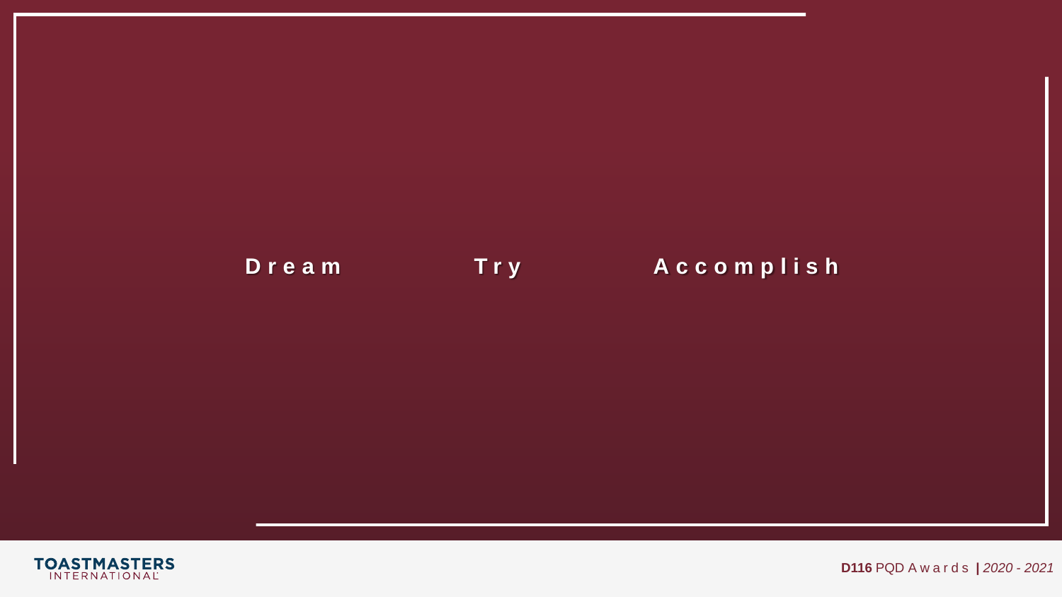**Dream Try Accomplish**